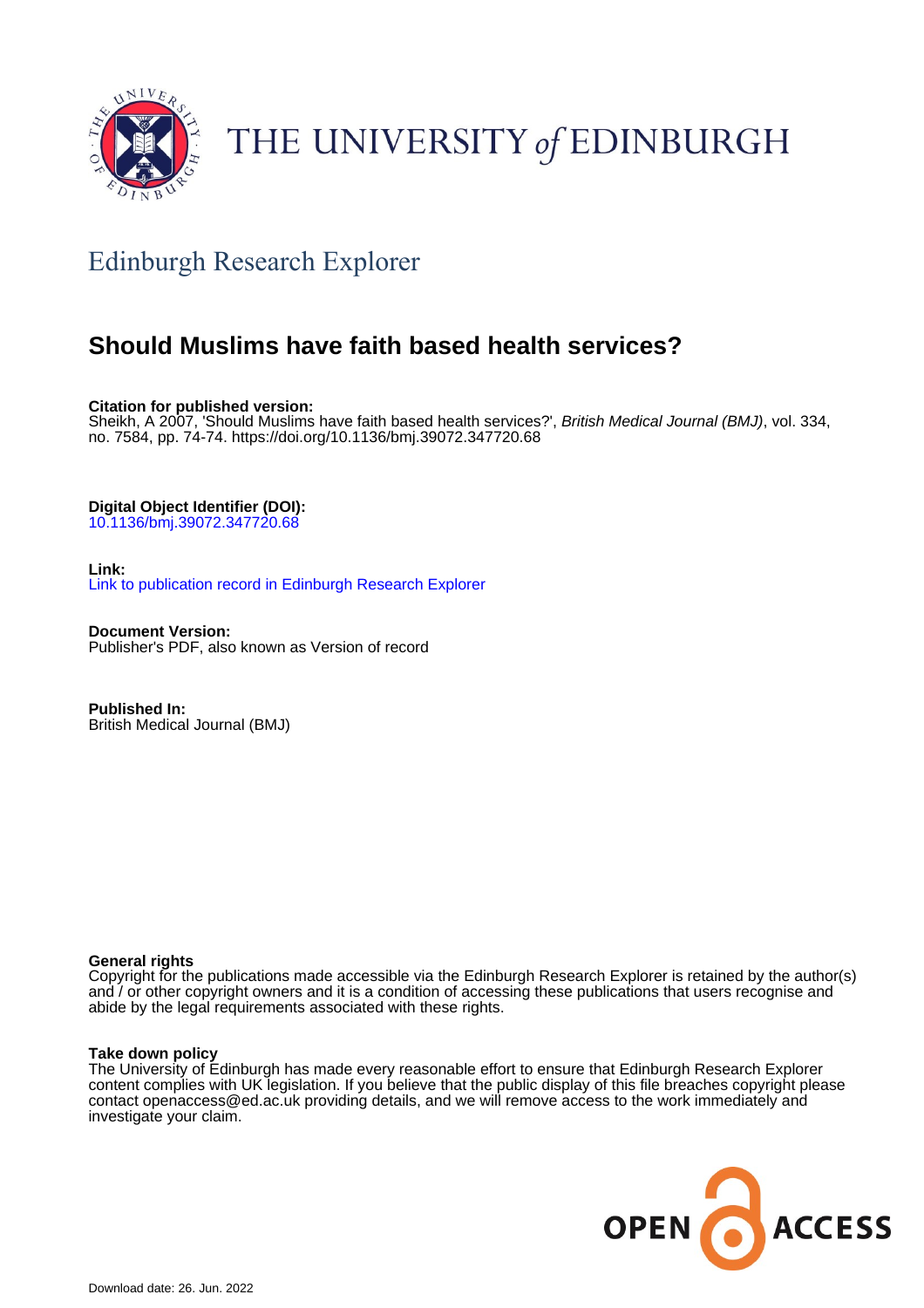THE UNIVERSITY *of* EDINBURGH

## Edinburgh Research Explorer

# Should Muslims have faith based health services?

**Citation for published version:**
Sheikh, A 2007, 'Should Muslims have faith based health services?', *British Medical Journal (BMJ)*, vol. 334, no. 7584, pp. 74-74. https://doi.org/10.1136/bmj.39072.347720.68

**Digital Object Identifier (DOI):**
10.1136/bmj.39072.347720.68

**Link:**
Link to publication record in Edinburgh Research Explorer

**Document Version:**
Publisher's PDF, also known as Version of record

**Published In:**
British Medical Journal (BMJ)

**General rights**
Copyright for the publications made accessible via the Edinburgh Research Explorer is retained by the author(s) and / or other copyright owners and it is a condition of accessing these publications that users recognise and abide by the legal requirements associated with these rights.

**Take down policy**
The University of Edinburgh has made every reasonable effort to ensure that Edinburgh Research Explorer content complies with UK legislation. If you believe that the public display of this file breaches copyright please contact openaccess@ed.ac.uk providing details, and we will remove access to the work immediately and investigate your claim.

OPEN ACCESS

Download date: 26. Jun. 2022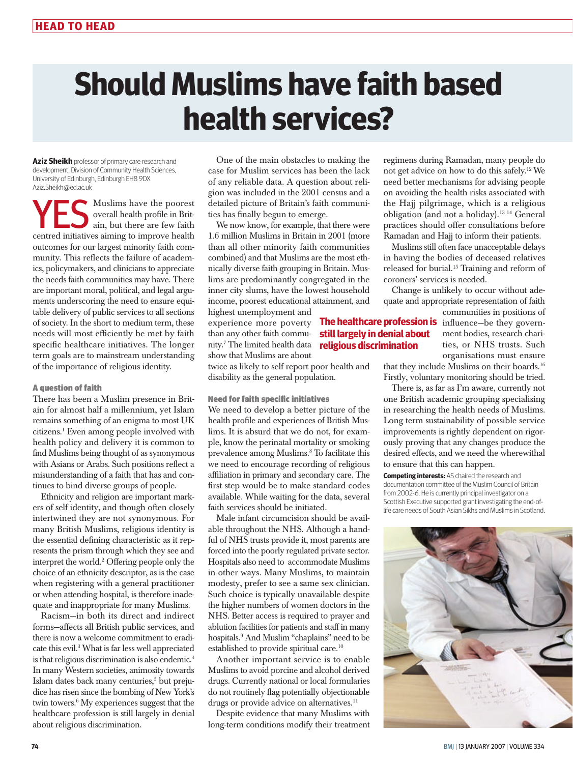# Should Muslims have faith based health services?

**Aziz Sheikh** professor of primary care research and development, Division of Community Health Sciences, University of Edinburgh, Edinburgh EH8 9DX
Aziz.Sheikh@ed.ac.uk

**YES** Muslims have the poorest overall health profile in Britain, but there are few faith centred initiatives aiming to improve health outcomes for our largest minority faith community. This reflects the failure of academics, policymakers, and clinicians to appreciate the needs faith communities may have. There are important moral, political, and legal arguments underscoring the need to ensure equitable delivery of public services to all sections of society. In the short to medium term, these needs will most efficiently be met by faith specific healthcare initiatives. The longer term goals are to mainstream understanding of the importance of religious identity.

### A question of faith

There has been a Muslim presence in Britain for almost half a millennium, yet Islam remains something of an enigma to most UK citizens.[1] Even among people involved with health policy and delivery it is common to find Muslims being thought of as synonymous with Asians or Arabs. Such positions reflect a misunderstanding of a faith that has and continues to bind diverse groups of people.

Ethnicity and religion are important markers of self identity, and though often closely intertwined they are not synonymous. For many British Muslims, religious identity is the essential defining characteristic as it represents the prism through which they see and interpret the world.[2] Offering people only the choice of an ethnicity descriptor, as is the case when registering with a general practitioner or when attending hospital, is therefore inadequate and inappropriate for many Muslims.

Racism—in both its direct and indirect forms—affects all British public services, and there is now a welcome commitment to eradicate this evil.[3] What is far less well appreciated is that religious discrimination is also endemic.[4] In many Western societies, animosity towards Islam dates back many centuries,[5] but prejudice has risen since the bombing of New York's twin towers.[6] My experiences suggest that the healthcare profession is still largely in denial about religious discrimination.

One of the main obstacles to making the case for Muslim services has been the lack of any reliable data. A question about religion was included in the 2001 census and a detailed picture of Britain's faith communities has finally begun to emerge.

We now know, for example, that there were 1.6 million Muslims in Britain in 2001 (more than all other minority faith communities combined) and that Muslims are the most ethnically diverse faith grouping in Britain. Muslims are predominantly congregated in the inner city slums, have the lowest household income, poorest educational attainment, and highest unemployment and experience more poverty than any other faith community.[7] The limited health data show that Muslims are about twice as likely to self report poor health and disability as the general population.

**The healthcare profession is still largely in denial about religious discrimination**

### Need for faith specific initiatives

We need to develop a better picture of the health profile and experiences of British Muslims. It is absurd that we do not, for example, know the perinatal mortality or smoking prevalence among Muslims.[8] To facilitate this we need to encourage recording of religious affiliation in primary and secondary care. The first step would be to make standard codes available. While waiting for the data, several faith services should be initiated.

Male infant circumcision should be available throughout the NHS. Although a handful of NHS trusts provide it, most parents are forced into the poorly regulated private sector. Hospitals also need to accommodate Muslims in other ways. Many Muslims, to maintain modesty, prefer to see a same sex clinician. Such choice is typically unavailable despite the higher numbers of women doctors in the NHS. Better access is required to prayer and ablution facilities for patients and staff in many hospitals.[9] And Muslim "chaplains" need to be established to provide spiritual care.[10]

Another important service is to enable Muslims to avoid porcine and alcohol derived drugs. Currently national or local formularies do not routinely flag potentially objectionable drugs or provide advice on alternatives.[11]

Despite evidence that many Muslims with long-term conditions modify their treatment regimens during Ramadan, many people do not get advice on how to do this safely.[12] We need better mechanisms for advising people on avoiding the health risks associated with the Hajj pilgrimage, which is a religious obligation (and not a holiday).[13 14] General practices should offer consultations before Ramadan and Hajj to inform their patients.

Muslims still often face unacceptable delays in having the bodies of deceased relatives released for burial.[15] Training and reform of coroners' services is needed.

Change is unlikely to occur without adequate and appropriate representation of faith communities in positions of influence—be they government bodies, research charities, or NHS trusts. Such organisations must ensure that they include Muslims on their boards.[16] Firstly, voluntary monitoring should be tried.

There is, as far as I'm aware, currently not one British academic grouping specialising in researching the health needs of Muslims. Long term sustainability of possible service improvements is rightly dependent on rigorously proving that any changes produce the desired effects, and we need the wherewithal to ensure that this can happen.

**Competing interests:** AS chaired the research and documentation committee of the Muslim Council of Britain from 2002-6. He is currently principal investigator on a Scottish Executive supported grant investigating the end-of-life care needs of South Asian Sikhs and Muslims in Scotland.